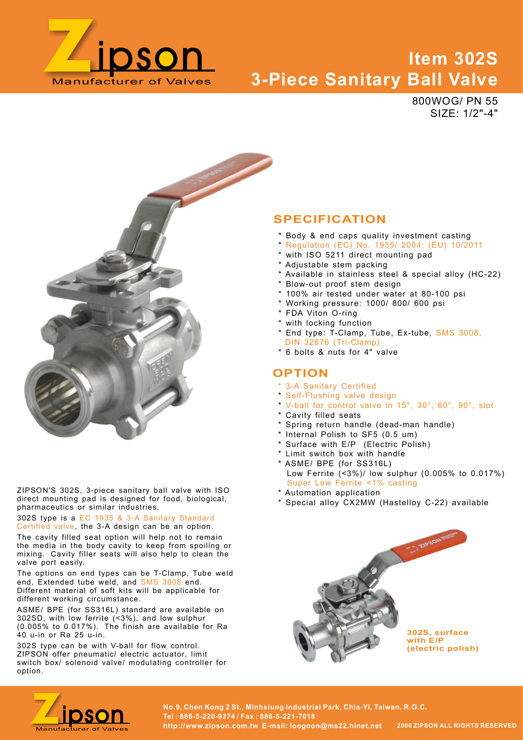# Zipson

Manufacturer of Valves

## Item 302S
## 3-Piece Sanitary Ball Valve

800WOG/ PN 55
SIZE: 1/2"-4"

## SPECIFICATION

* Body & end caps quality investment casting
* Regulation (EC) No. 1935/ 2004; (EU) 10/2011
* with ISO 5211 direct mounting pad
* Adjustable stem packing
* Available in stainless steel & special alloy (HC-22)
* Blow-out proof stem design
* 100% air tested under water at 80-100 psi
* Working pressure: 1000/ 800/ 600 psi
* FDA Viton O-ring
* with locking function
* End type: T-Clamp, Tube, Ex-tube, SMS 3008, DIN 32676 (Tri-Clamp)
* 6 bolts & nuts for 4" valve

## OPTION

* 3-A Sanitary Certified
* Self-Flushing valve design
* V-ball for control valve in 15°, 30°, 60°, 90°, slot
* Cavity filled seats
* Spring return handle (dead-man handle)
* Internal Polish to SF5 (0.5 um)
* Surface with E/P (Electric Polish)
* Limit switch box with handle
* ASME/ BPE (for SS316L)
  Low Ferrite (<3%)/ low sulphur (0.005% to 0.017%)
  Super Low Ferrite <1% casting
* Automation application
* Special alloy CX2MW (Hastelloy C-22) available

ZIPSON'S 302S, 3-piece sanitary ball valve with ISO direct mounting pad is designed for food, biological, pharmaceutics or similar industries.

302S type is a EC 1935 & 3-A Sanitary Standard Certified valve, the 3-A design can be an option.

The cavity filled seat option will help not to remain the media in the body cavity to keep from spoiling or mixing. Cavity filler seats will also help to clean the valve port easily.

The options on end types can be T-Clamp, Tube weld end, Extended tube weld, and SMS 3008 end. Different material of soft kits will be applicable for different working circumstance.

ASME/ BPE (for SS316L) standard are available on 302SD, with low ferrite (<3%), and low sulphur (0.005% to 0.017%). The finish are available for Ra 40 u-in or Ra 25 u-in.

302S type can be with V-ball for flow control. ZIPSON offer pneumatic/ electric actuator, limit switch box/ solenoid valve/ modulating controller for option.

**302S, surface with E/P (electric polish)**

No.9, Chen Kong 2 St., Minhsiung Industrial Park, Chia-Yi, Taiwan, R.O.C.
Tel : 886-5-220-9374 / Fax : 886-5-221-7018
http://www.zipson.com.tw E-mail: loogoon@ms22.hinet.net

2006 ZIPSON ALL RIGHTS RESERVED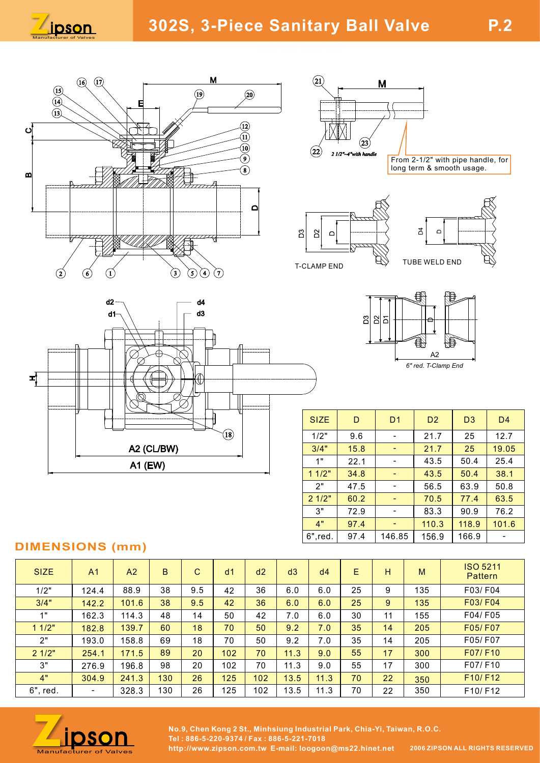# 302S, 3-Piece Sanitary Ball Valve

2 1/2"~4"with handle

From 2-1/2" with pipe handle, for long term & smooth usage.

T-CLAMP END

TUBE WELD END

A2 (CL/BW)

A1 (EW)

*6" red. T-Clamp End*

| SIZE | D | D1 | D2 | D3 | D4 |
|---|---|---|---|---|---|
| 1/2" | 9.6 | - | 21.7 | 25 | 12.7 |
| 3/4" | 15.8 | - | 21.7 | 25 | 19.05 |
| 1" | 22.1 | - | 43.5 | 50.4 | 25.4 |
| 1 1/2" | 34.8 | - | 43.5 | 50.4 | 38.1 |
| 2" | 47.5 | - | 56.5 | 63.9 | 50.8 |
| 2 1/2" | 60.2 | - | 70.5 | 77.4 | 63.5 |
| 3" | 72.9 | - | 83.3 | 90.9 | 76.2 |
| 4" | 97.4 | - | 110.3 | 118.9 | 101.6 |
| 6",red. | 97.4 | 146.85 | 156.9 | 166.9 | - |

## DIMENSIONS (mm)

| SIZE | A1 | A2 | B | C | d1 | d2 | d3 | d4 | E | H | M | ISO 5211 Pattern |
|---|---|---|---|---|---|---|---|---|---|---|---|---|
| 1/2" | 124.4 | 88.9 | 38 | 9.5 | 42 | 36 | 6.0 | 6.0 | 25 | 9 | 135 | F03/ F04 |
| 3/4" | 142.2 | 101.6 | 38 | 9.5 | 42 | 36 | 6.0 | 6.0 | 25 | 9 | 135 | F03/ F04 |
| 1" | 162.3 | 114.3 | 48 | 14 | 50 | 42 | 7.0 | 6.0 | 30 | 11 | 155 | F04/ F05 |
| 1 1/2" | 182.8 | 139.7 | 60 | 18 | 70 | 50 | 9.2 | 7.0 | 35 | 14 | 205 | F05/ F07 |
| 2" | 193.0 | 158.8 | 69 | 18 | 70 | 50 | 9.2 | 7.0 | 35 | 14 | 205 | F05/ F07 |
| 2 1/2" | 254.1 | 171.5 | 89 | 20 | 102 | 70 | 11.3 | 9.0 | 55 | 17 | 300 | F07/ F10 |
| 3" | 276.9 | 196.8 | 98 | 20 | 102 | 70 | 11.3 | 9.0 | 55 | 17 | 300 | F07/ F10 |
| 4" | 304.9 | 241.3 | 130 | 26 | 125 | 102 | 13.5 | 11.3 | 70 | 22 | 350 | F10/ F12 |
| 6", red. | - | 328.3 | 130 | 26 | 125 | 102 | 13.5 | 11.3 | 70 | 22 | 350 | F10/ F12 |

No.9, Chen Kong 2 St., Minhsiung Industrial Park, Chia-Yi, Taiwan, R.O.C.
Tel : 886-5-220-9374 / Fax : 886-5-221-7018
http://www.zipson.com.tw E-mail: loogoon@ms22.hinet.net 2006 ZIPSON ALL RIGHTS RESERVED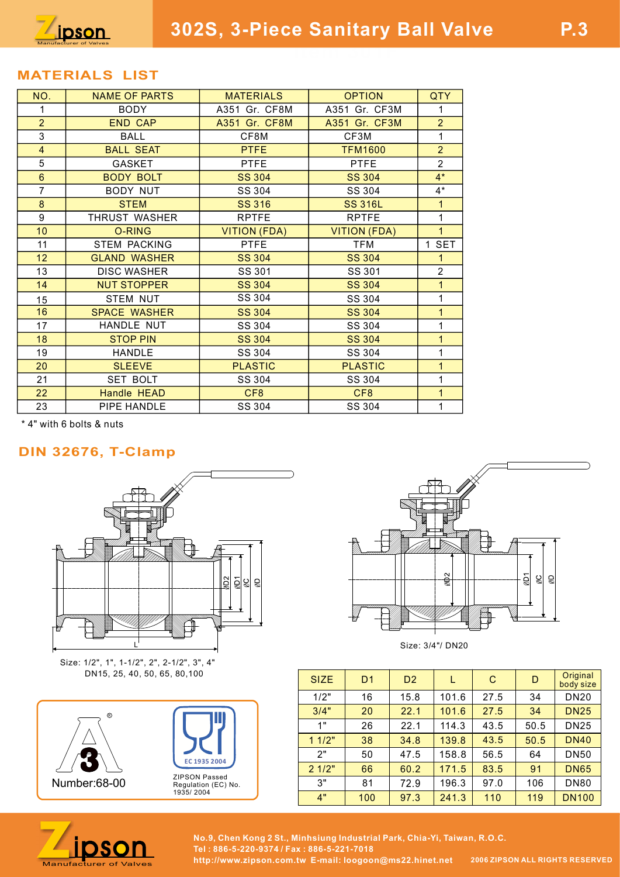# 302S, 3-Piece Sanitary Ball Valve

## MATERIALS LIST

| NO. | NAME OF PARTS | MATERIALS | OPTION | QTY |
|---|---|---|---|---|
| 1 | BODY | A351 Gr. CF8M | A351 Gr. CF3M | 1 |
| 2 | END CAP | A351 Gr. CF8M | A351 Gr. CF3M | 2 |
| 3 | BALL | CF8M | CF3M | 1 |
| 4 | BALL SEAT | PTFE | TFM1600 | 2 |
| 5 | GASKET | PTFE | PTFE | 2 |
| 6 | BODY BOLT | SS 304 | SS 304 | 4* |
| 7 | BODY NUT | SS 304 | SS 304 | 4* |
| 8 | STEM | SS 316 | SS 316L | 1 |
| 9 | THRUST WASHER | RPTFE | RPTFE | 1 |
| 10 | O-RING | VITION (FDA) | VITION (FDA) | 1 |
| 11 | STEM PACKING | PTFE | TFM | 1 SET |
| 12 | GLAND WASHER | SS 304 | SS 304 | 1 |
| 13 | DISC WASHER | SS 301 | SS 301 | 2 |
| 14 | NUT STOPPER | SS 304 | SS 304 | 1 |
| 15 | STEM NUT | SS 304 | SS 304 | 1 |
| 16 | SPACE WASHER | SS 304 | SS 304 | 1 |
| 17 | HANDLE NUT | SS 304 | SS 304 | 1 |
| 18 | STOP PIN | SS 304 | SS 304 | 1 |
| 19 | HANDLE | SS 304 | SS 304 | 1 |
| 20 | SLEEVE | PLASTIC | PLASTIC | 1 |
| 21 | SET BOLT | SS 304 | SS 304 | 1 |
| 22 | Handle HEAD | CF8 | CF8 | 1 |
| 23 | PIPE HANDLE | SS 304 | SS 304 | 1 |

\* 4" with 6 bolts & nuts

## DIN 32676, T-Clamp

Size: 1/2", 1", 1-1/2", 2", 2-1/2", 3", 4"
DN15, 25, 40, 50, 65, 80,100

Size: 3/4"/ DN20

Number:68-00

ZIPSON Passed Regulation (EC) No. 1935/ 2004

| SIZE | D1 | D2 | L | C | D | Original body size |
|---|---|---|---|---|---|---|
| 1/2" | 16 | 15.8 | 101.6 | 27.5 | 34 | DN20 |
| 3/4" | 20 | 22.1 | 101.6 | 27.5 | 34 | DN25 |
| 1" | 26 | 22.1 | 114.3 | 43.5 | 50.5 | DN25 |
| 1 1/2" | 38 | 34.8 | 139.8 | 43.5 | 50.5 | DN40 |
| 2" | 50 | 47.5 | 158.8 | 56.5 | 64 | DN50 |
| 2 1/2" | 66 | 60.2 | 171.5 | 83.5 | 91 | DN65 |
| 3" | 81 | 72.9 | 196.3 | 97.0 | 106 | DN80 |
| 4" | 100 | 97.3 | 241.3 | 110 | 119 | DN100 |

No.9, Chen Kong 2 St., Minhsiung Industrial Park, Chia-Yi, Taiwan, R.O.C.
Tel : 886-5-220-9374 / Fax : 886-5-221-7018
http://www.zipson.com.tw E-mail: loogoon@ms22.hinet.net 2006 ZIPSON ALL RIGHTS RESERVED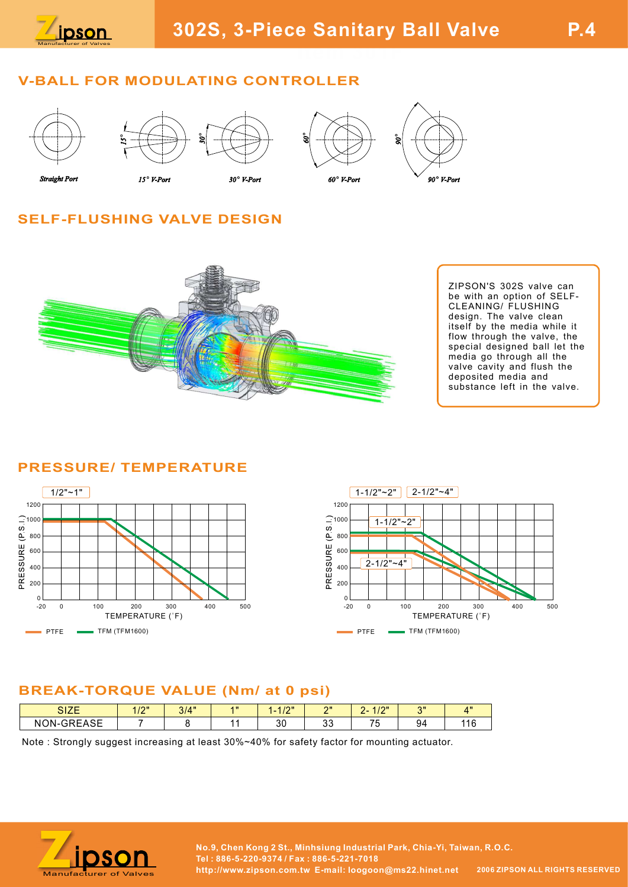# 302S, 3-Piece Sanitary Ball Valve

## V-BALL FOR MODULATING CONTROLLER

Straight Port

15° V-Port

30° V-Port

60° V-Port

90° V-Port

## SELF-FLUSHING VALVE DESIGN

ZIPSON'S 302S valve can be with an option of SELF-CLEANING/ FLUSHING design. The valve clean itself by the media while it flow through the valve, the special designed ball let the media go through all the valve cavity and flush the deposited media and substance left in the valve.

## PRESSURE/ TEMPERATURE

1/2"~1"

1-1/2"~2" | 2-1/2"~4"

PTFE — TFM (TFM1600)

## BREAK-TORQUE VALUE (Nm/ at 0 psi)

| SIZE | 1/2" | 3/4" | 1" | 1-1/2" | 2" | 2- 1/2" | 3" | 4" |
|---|---|---|---|---|---|---|---|---|
| NON-GREASE | 7 | 8 | 11 | 30 | 33 | 75 | 94 | 116 |

Note : Strongly suggest increasing at least 30%~40% for safety factor for mounting actuator.

No.9, Chen Kong 2 St., Minhsiung Industrial Park, Chia-Yi, Taiwan, R.O.C.
Tel : 886-5-220-9374 / Fax : 886-5-221-7018
http://www.zipson.com.tw E-mail: loogoon@ms22.hinet.net 2006 ZIPSON ALL RIGHTS RESERVED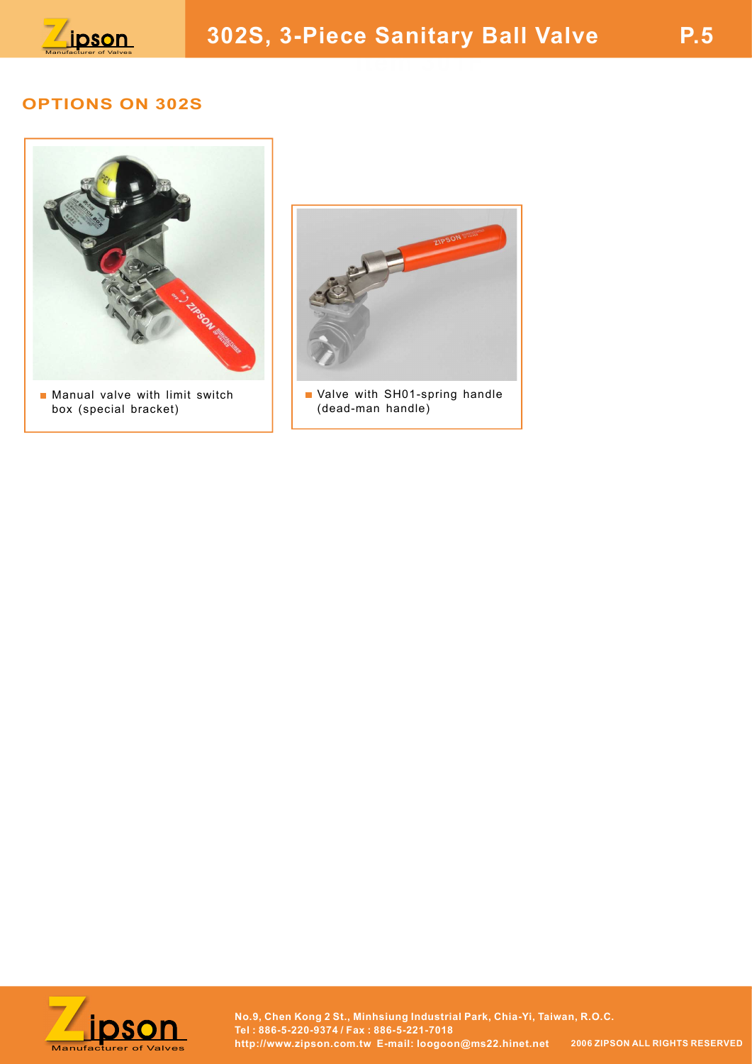## OPTIONS ON 302S

- Manual valve with limit switch box (special bracket)

- Valve with SH01-spring handle (dead-man handle)